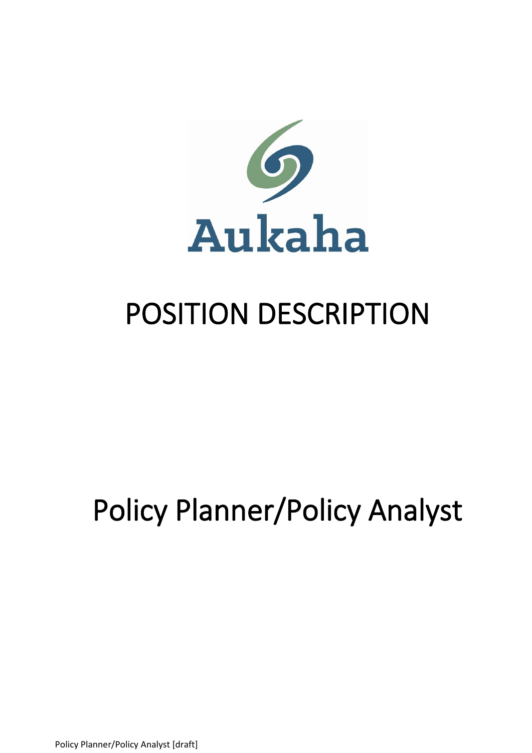Aukaha

# POSITION DESCRIPTION

# Policy Planner/Policy Analyst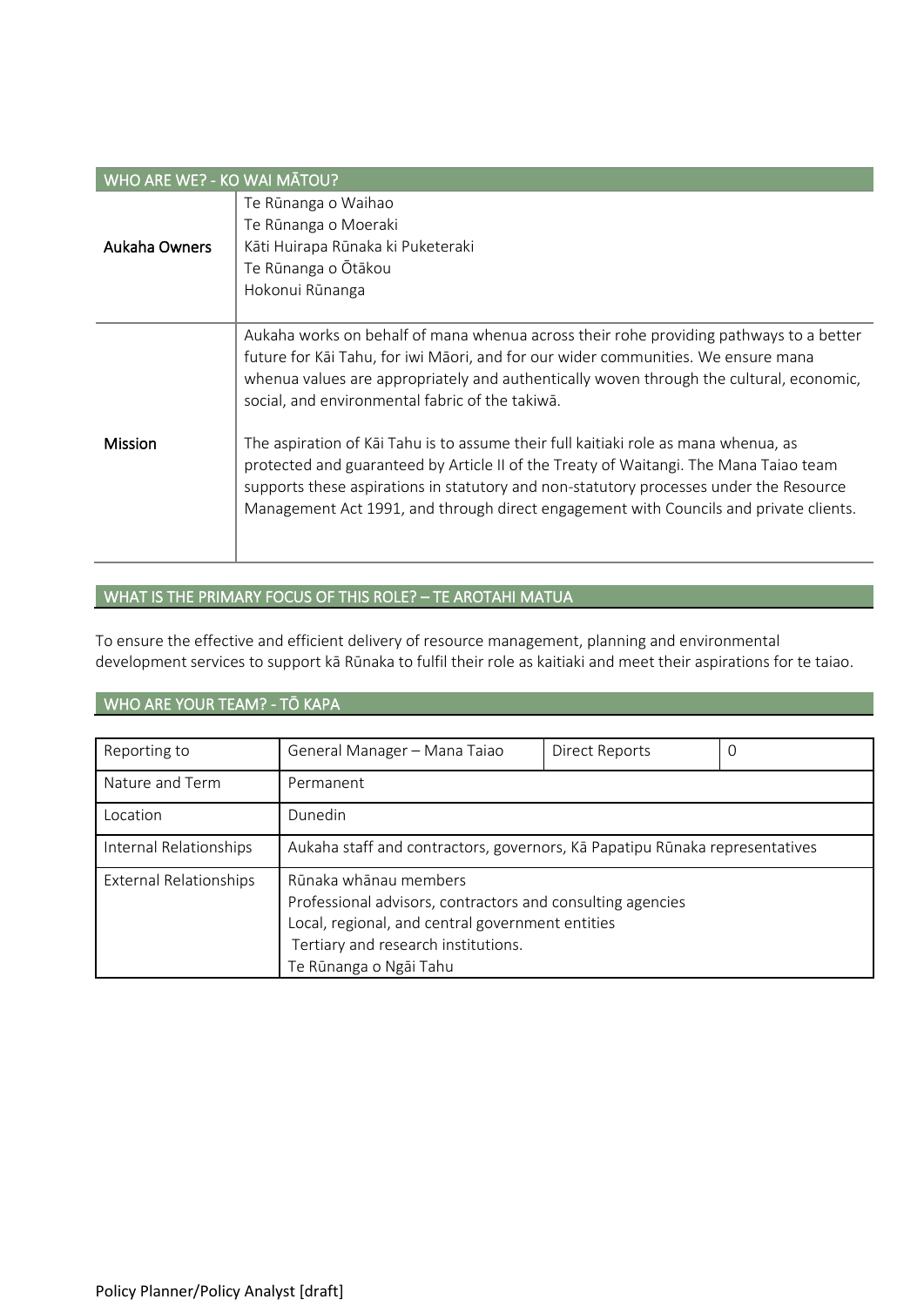## WHO ARE WE? - KO WAI MĀTOU?

| | |
|---|---|
| **Aukaha Owners** | Te Rūnanga o Waihao<br>Te Rūnanga o Moeraki<br>Kāti Huirapa Rūnaka ki Puketeraki<br>Te Rūnanga o Ōtākou<br>Hokonui Rūnanga |
| **Mission** | Aukaha works on behalf of mana whenua across their rohe providing pathways to a better future for Kāi Tahu, for iwi Māori, and for our wider communities. We ensure mana whenua values are appropriately and authentically woven through the cultural, economic, social, and environmental fabric of the takiwā.<br><br>The aspiration of Kāi Tahu is to assume their full kaitiaki role as mana whenua, as protected and guaranteed by Article II of the Treaty of Waitangi. The Mana Taiao team supports these aspirations in statutory and non-statutory processes under the Resource Management Act 1991, and through direct engagement with Councils and private clients. |

## WHAT IS THE PRIMARY FOCUS OF THIS ROLE? – TE AROTAHI MATUA

To ensure the effective and efficient delivery of resource management, planning and environmental development services to support kā Rūnaka to fulfil their role as kaitiaki and meet their aspirations for te taiao.

## WHO ARE YOUR TEAM? - TŌ KAPA

| Reporting to | General Manager – Mana Taiao | Direct Reports | 0 |
|---|---|---|---|
| Nature and Term | Permanent | | |
| Location | Dunedin | | |
| Internal Relationships | Aukaha staff and contractors, governors, Kā Papatipu Rūnaka representatives | | |
| External Relationships | Rūnaka whānau members<br>Professional advisors, contractors and consulting agencies<br>Local, regional, and central government entities<br>Tertiary and research institutions.<br>Te Rūnanga o Ngāi Tahu | | |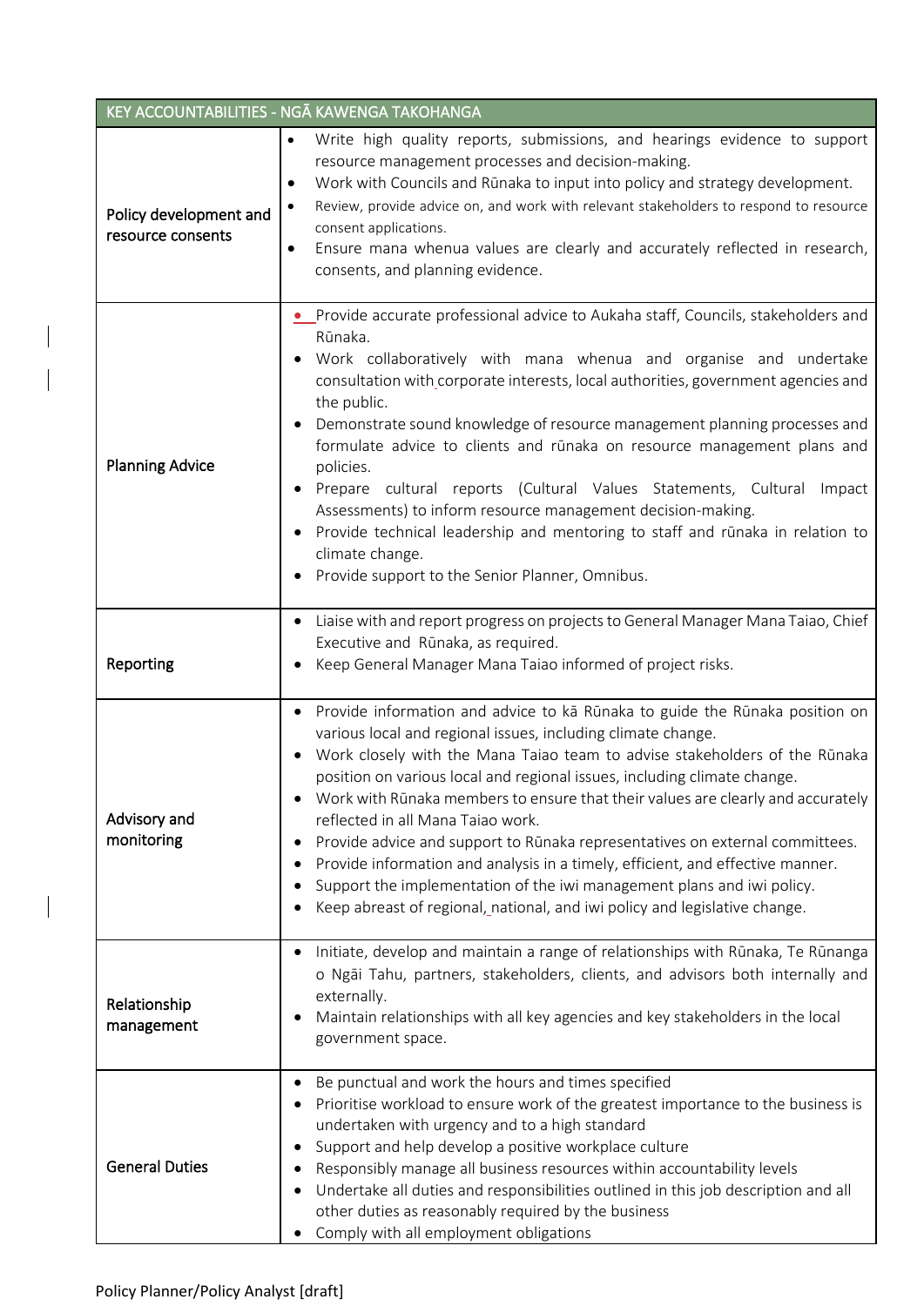| KEY ACCOUNTABILITIES - NGĀ KAWENGA TAKOHANGA | |
|---|---|
| Policy development and resource consents | • Write high quality reports, submissions, and hearings evidence to support resource management processes and decision-making.<br>• Work with Councils and Rūnaka to input into policy and strategy development.<br>• Review, provide advice on, and work with relevant stakeholders to respond to resource consent applications.<br>• Ensure mana whenua values are clearly and accurately reflected in research, consents, and planning evidence. |
| Planning Advice | • Provide accurate professional advice to Aukaha staff, Councils, stakeholders and Rūnaka.<br>• Work collaboratively with mana whenua and organise and undertake consultation with corporate interests, local authorities, government agencies and the public.<br>• Demonstrate sound knowledge of resource management planning processes and formulate advice to clients and rūnaka on resource management plans and policies.<br>• Prepare cultural reports (Cultural Values Statements, Cultural Impact Assessments) to inform resource management decision-making.<br>• Provide technical leadership and mentoring to staff and rūnaka in relation to climate change.<br>• Provide support to the Senior Planner, Omnibus. |
| Reporting | • Liaise with and report progress on projects to General Manager Mana Taiao, Chief Executive and Rūnaka, as required.<br>• Keep General Manager Mana Taiao informed of project risks. |
| Advisory and monitoring | • Provide information and advice to kā Rūnaka to guide the Rūnaka position on various local and regional issues, including climate change.<br>• Work closely with the Mana Taiao team to advise stakeholders of the Rūnaka position on various local and regional issues, including climate change.<br>• Work with Rūnaka members to ensure that their values are clearly and accurately reflected in all Mana Taiao work.<br>• Provide advice and support to Rūnaka representatives on external committees.<br>• Provide information and analysis in a timely, efficient, and effective manner.<br>• Support the implementation of the iwi management plans and iwi policy.<br>• Keep abreast of regional, national, and iwi policy and legislative change. |
| Relationship management | • Initiate, develop and maintain a range of relationships with Rūnaka, Te Rūnanga o Ngāi Tahu, partners, stakeholders, clients, and advisors both internally and externally.<br>• Maintain relationships with all key agencies and key stakeholders in the local government space. |
| General Duties | • Be punctual and work the hours and times specified<br>• Prioritise workload to ensure work of the greatest importance to the business is undertaken with urgency and to a high standard<br>• Support and help develop a positive workplace culture<br>• Responsibly manage all business resources within accountability levels<br>• Undertake all duties and responsibilities outlined in this job description and all other duties as reasonably required by the business<br>• Comply with all employment obligations |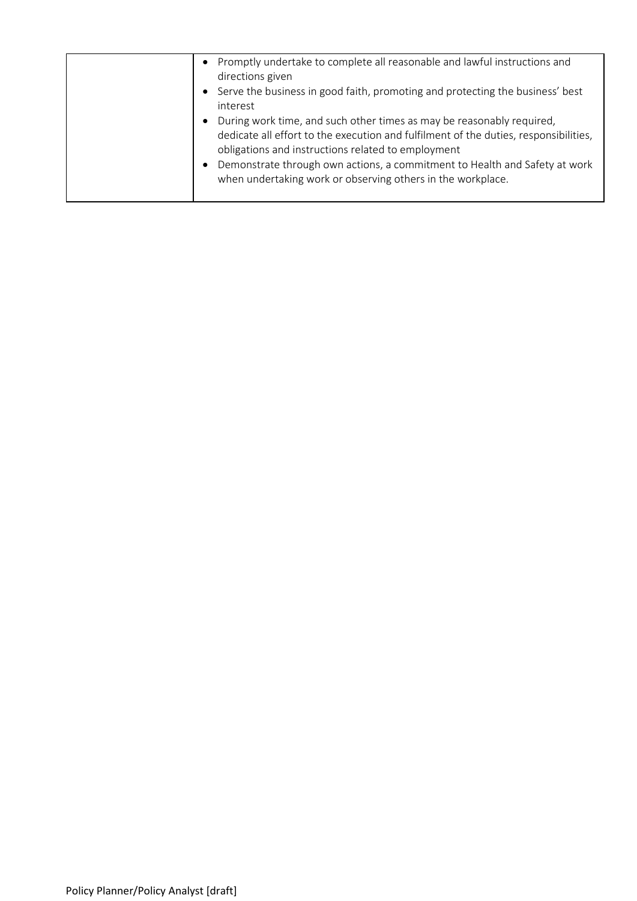| | |
|---|---|
| | • Promptly undertake to complete all reasonable and lawful instructions and directions given<br>• Serve the business in good faith, promoting and protecting the business' best interest<br>• During work time, and such other times as may be reasonably required, dedicate all effort to the execution and fulfilment of the duties, responsibilities, obligations and instructions related to employment<br>• Demonstrate through own actions, a commitment to Health and Safety at work when undertaking work or observing others in the workplace. |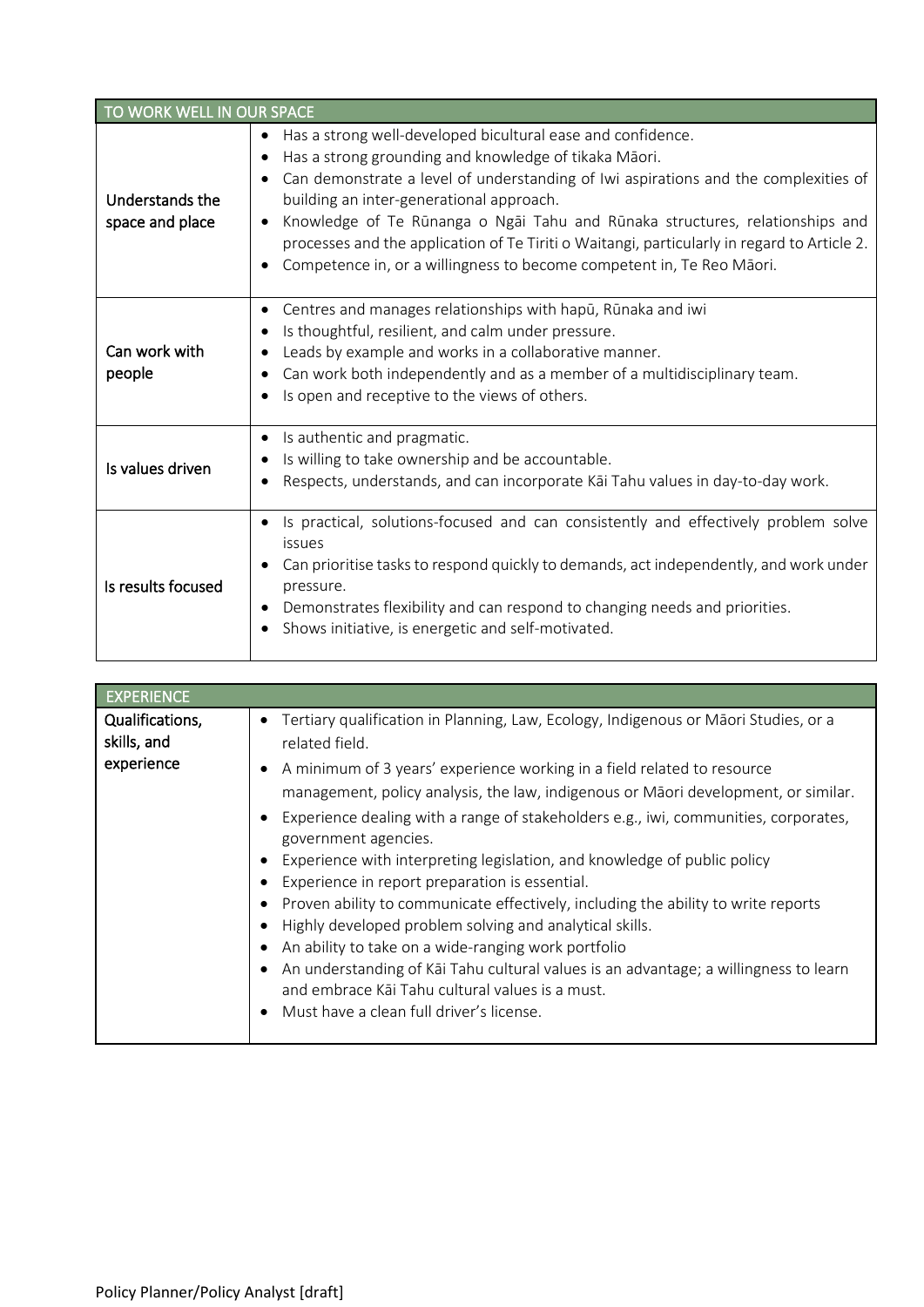| TO WORK WELL IN OUR SPACE | |
|---|---|
| Understands the space and place | • Has a strong well-developed bicultural ease and confidence.<br>• Has a strong grounding and knowledge of tikaka Māori.<br>• Can demonstrate a level of understanding of Iwi aspirations and the complexities of building an inter-generational approach.<br>• Knowledge of Te Rūnanga o Ngāi Tahu and Rūnaka structures, relationships and processes and the application of Te Tiriti o Waitangi, particularly in regard to Article 2.<br>• Competence in, or a willingness to become competent in, Te Reo Māori. |
| Can work with people | • Centres and manages relationships with hapū, Rūnaka and iwi<br>• Is thoughtful, resilient, and calm under pressure.<br>• Leads by example and works in a collaborative manner.<br>• Can work both independently and as a member of a multidisciplinary team.<br>• Is open and receptive to the views of others. |
| Is values driven | • Is authentic and pragmatic.<br>• Is willing to take ownership and be accountable.<br>• Respects, understands, and can incorporate Kāi Tahu values in day-to-day work. |
| Is results focused | • Is practical, solutions-focused and can consistently and effectively problem solve issues<br>• Can prioritise tasks to respond quickly to demands, act independently, and work under pressure.<br>• Demonstrates flexibility and can respond to changing needs and priorities.<br>• Shows initiative, is energetic and self-motivated. |

| EXPERIENCE | |
|---|---|
| Qualifications, skills, and experience | • Tertiary qualification in Planning, Law, Ecology, Indigenous or Māori Studies, or a related field.<br>• A minimum of 3 years' experience working in a field related to resource management, policy analysis, the law, indigenous or Māori development, or similar.<br>• Experience dealing with a range of stakeholders e.g., iwi, communities, corporates, government agencies.<br>• Experience with interpreting legislation, and knowledge of public policy<br>• Experience in report preparation is essential.<br>• Proven ability to communicate effectively, including the ability to write reports<br>• Highly developed problem solving and analytical skills.<br>• An ability to take on a wide-ranging work portfolio<br>• An understanding of Kāi Tahu cultural values is an advantage; a willingness to learn and embrace Kāi Tahu cultural values is a must.<br>• Must have a clean full driver's license. |